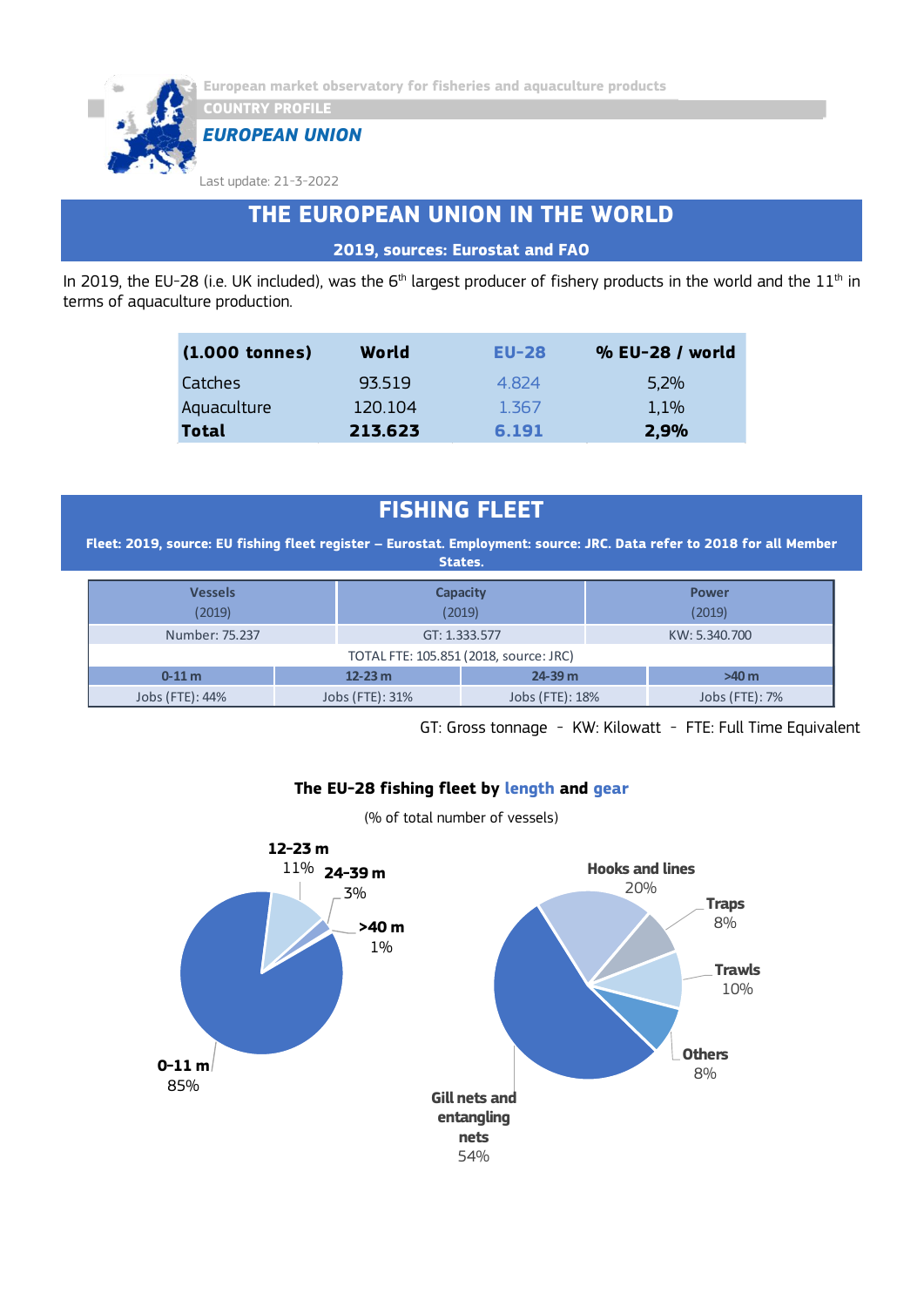European market observatory for fisheries and aquaculture products

COUNTRY PROFILE

***EUROPEAN UNION***

Last update: 21-3-2022

# THE EUROPEAN UNION IN THE WORLD

**2019, sources: Eurostat and FAO**

In 2019, the EU-28 (i.e. UK included), was the 6th largest producer of fishery products in the world and the 11th in terms of aquaculture production.

| (1.000 tonnes) | World | EU-28 | % EU-28 / world |
|---|---|---|---|
| Catches | 93.519 | 4.824 | 5,2% |
| Aquaculture | 120.104 | 1.367 | 1,1% |
| **Total** | **213.623** | **6.191** | **2,9%** |

# FISHING FLEET

**Fleet: 2019, source: EU fishing fleet register – Eurostat. Employment: source: JRC. Data refer to 2018 for all Member States.**

| Vessels (2019) | | Capacity (2019) | Power (2019) |
|---|---|---|---|
| Number: 75.237 | | GT: 1.333.577 | KW: 5.340.700 |
| TOTAL FTE: 105.851 (2018, source: JRC) | | | |
| 0-11 m | 12-23 m | 24-39 m | >40 m |
| Jobs (FTE): 44% | Jobs (FTE): 31% | Jobs (FTE): 18% | Jobs (FTE): 7% |

GT: Gross tonnage - KW: Kilowatt - FTE: Full Time Equivalent

**The EU-28 fishing fleet by length and gear**

(% of total number of vessels)

| Length | % |
|---|---|
| 0-11 m | 85% |
| 12-23 m | 11% |
| 24-39 m | 3% |
| >40 m | 1% |

| Gear | % |
|---|---|
| Gill nets and entangling nets | 54% |
| Hooks and lines | 20% |
| Traps | 8% |
| Trawls | 10% |
| Others | 8% |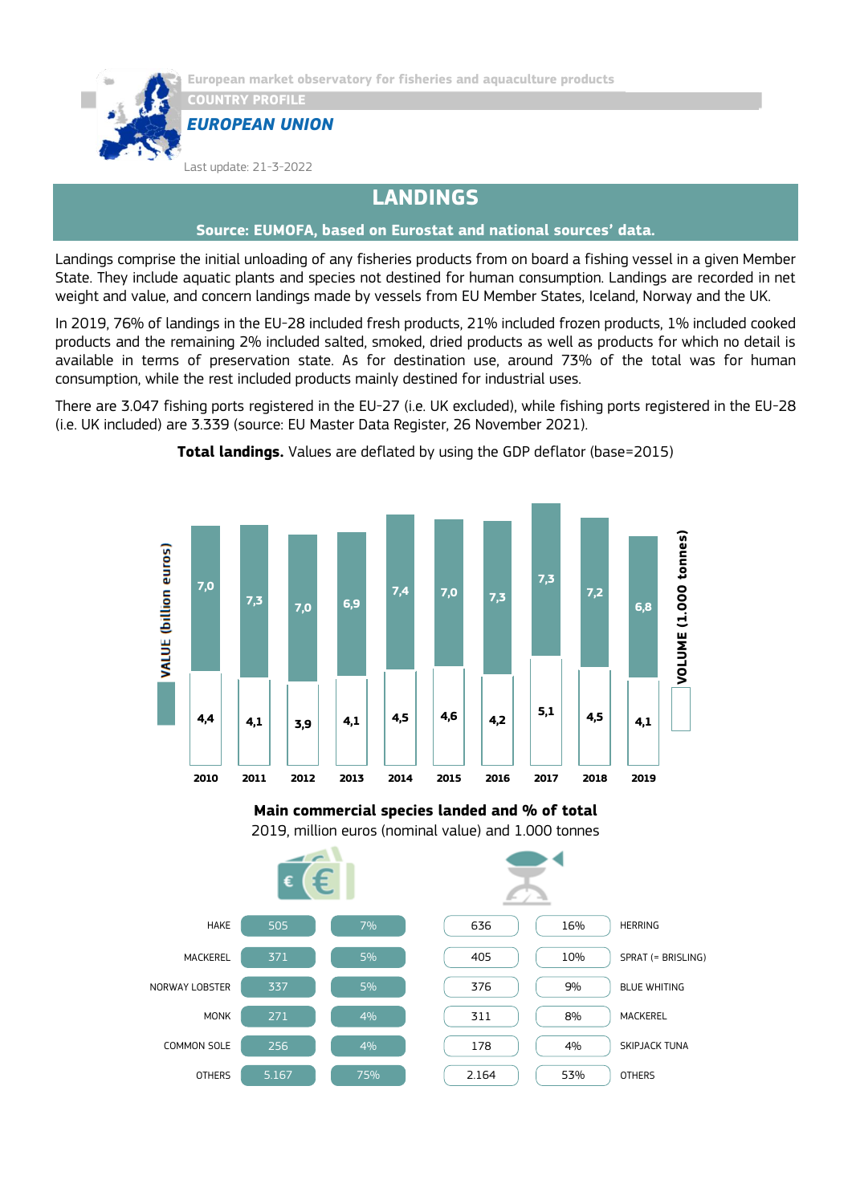European market observatory for fisheries and aquaculture products

COUNTRY PROFILE

## *EUROPEAN UNION*

Last update: 21-3-2022

# LANDINGS

**Source: EUMOFA, based on Eurostat and national sources' data.**

Landings comprise the initial unloading of any fisheries products from on board a fishing vessel in a given Member State. They include aquatic plants and species not destined for human consumption. Landings are recorded in net weight and value, and concern landings made by vessels from EU Member States, Iceland, Norway and the UK.

In 2019, 76% of landings in the EU-28 included fresh products, 21% included frozen products, 1% included cooked products and the remaining 2% included salted, smoked, dried products as well as products for which no detail is available in terms of preservation state. As for destination use, around 73% of the total was for human consumption, while the rest included products mainly destined for industrial uses.

There are 3.047 fishing ports registered in the EU-27 (i.e. UK excluded), while fishing ports registered in the EU-28 (i.e. UK included) are 3.339 (source: EU Master Data Register, 26 November 2021).

**Total landings.** Values are deflated by using the GDP deflator (base=2015)

| Year | VALUE (billion euros) | VOLUME (1.000 tonnes) |
|---|---|---|
| 2010 | 7,0 | 4,4 |
| 2011 | 7,3 | 4,1 |
| 2012 | 7,0 | 3,9 |
| 2013 | 6,9 | 4,1 |
| 2014 | 7,4 | 4,5 |
| 2015 | 7,0 | 4,6 |
| 2016 | 7,3 | 4,2 |
| 2017 | 7,3 | 5,1 |
| 2018 | 7,2 | 4,5 |
| 2019 | 6,8 | 4,1 |

**Main commercial species landed and % of total**

2019, million euros (nominal value) and 1.000 tonnes

| Species (value) | Million euros | % | 1.000 tonnes | % | Species (volume) |
|---|---|---|---|---|---|
| HAKE | 505 | 7% | 636 | 16% | HERRING |
| MACKEREL | 371 | 5% | 405 | 10% | SPRAT (= BRISLING) |
| NORWAY LOBSTER | 337 | 5% | 376 | 9% | BLUE WHITING |
| MONK | 271 | 4% | 311 | 8% | MACKEREL |
| COMMON SOLE | 256 | 4% | 178 | 4% | SKIPJACK TUNA |
| OTHERS | 5.167 | 75% | 2.164 | 53% | OTHERS |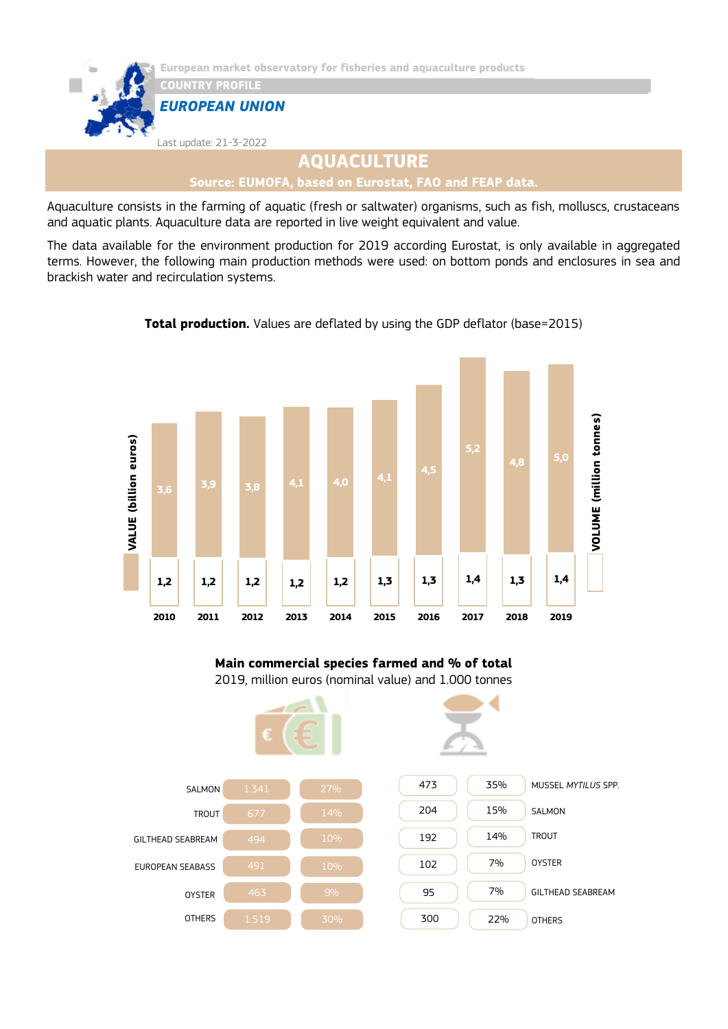European market observatory for fisheries and aquaculture products

COUNTRY PROFILE

***EUROPEAN UNION***

Last update: 21-3-2022

# AQUACULTURE

**Source: EUMOFA, based on Eurostat, FAO and FEAP data.**

Aquaculture consists in the farming of aquatic (fresh or saltwater) organisms, such as fish, molluscs, crustaceans and aquatic plants. Aquaculture data are reported in live weight equivalent and value.

The data available for the environment production for 2019 according Eurostat, is only available in aggregated terms. However, the following main production methods were used: on bottom ponds and enclosures in sea and brackish water and recirculation systems.

**Total production.** Values are deflated by using the GDP deflator (base=2015)

| | 2010 | 2011 | 2012 | 2013 | 2014 | 2015 | 2016 | 2017 | 2018 | 2019 |
|---|---|---|---|---|---|---|---|---|---|---|
| VALUE (billion euros) | 3,6 | 3,9 | 3,8 | 4,1 | 4,0 | 4,1 | 4,5 | 5,2 | 4,8 | 5,0 |
| VOLUME (million tonnes) | 1,2 | 1,2 | 1,2 | 1,2 | 1,2 | 1,3 | 1,3 | 1,4 | 1,3 | 1,4 |

**Main commercial species farmed and % of total**

2019, million euros (nominal value) and 1.000 tonnes

| Species | Value (million euros) | % |
|---|---|---|
| SALMON | 1.341 | 27% |
| TROUT | 677 | 14% |
| GILTHEAD SEABREAM | 494 | 10% |
| EUROPEAN SEABASS | 491 | 10% |
| OYSTER | 463 | 9% |
| OTHERS | 1.519 | 30% |

| Volume (1.000 tonnes) | % | Species |
|---|---|---|
| 473 | 35% | MUSSEL *MYTILUS* SPP. |
| 204 | 15% | SALMON |
| 192 | 14% | TROUT |
| 102 | 7% | OYSTER |
| 95 | 7% | GILTHEAD SEABREAM |
| 300 | 22% | OTHERS |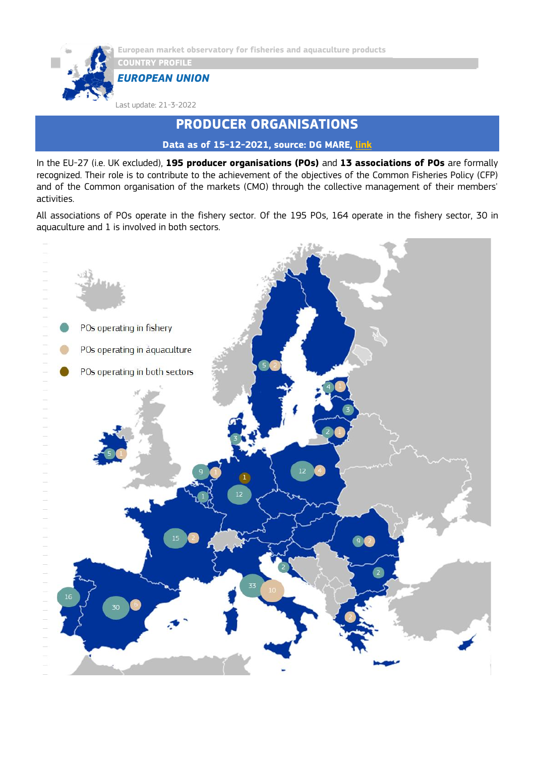European market observatory for fisheries and aquaculture products

COUNTRY PROFILE

***EUROPEAN UNION***

Last update: 21-3-2022

# PRODUCER ORGANISATIONS

**Data as of 15-12-2021, source: DG MARE, link**

In the EU-27 (i.e. UK excluded), **195 producer organisations (POs)** and **13 associations of POs** are formally recognized. Their role is to contribute to the achievement of the objectives of the Common Fisheries Policy (CFP) and of the Common organisation of the markets (CMO) through the collective management of their members' activities.

All associations of POs operate in the fishery sector. Of the 195 POs, 164 operate in the fishery sector, 30 in aquaculture and 1 is involved in both sectors.

POs operating in fishery
POs operating in aquaculture
POs operating in both sectors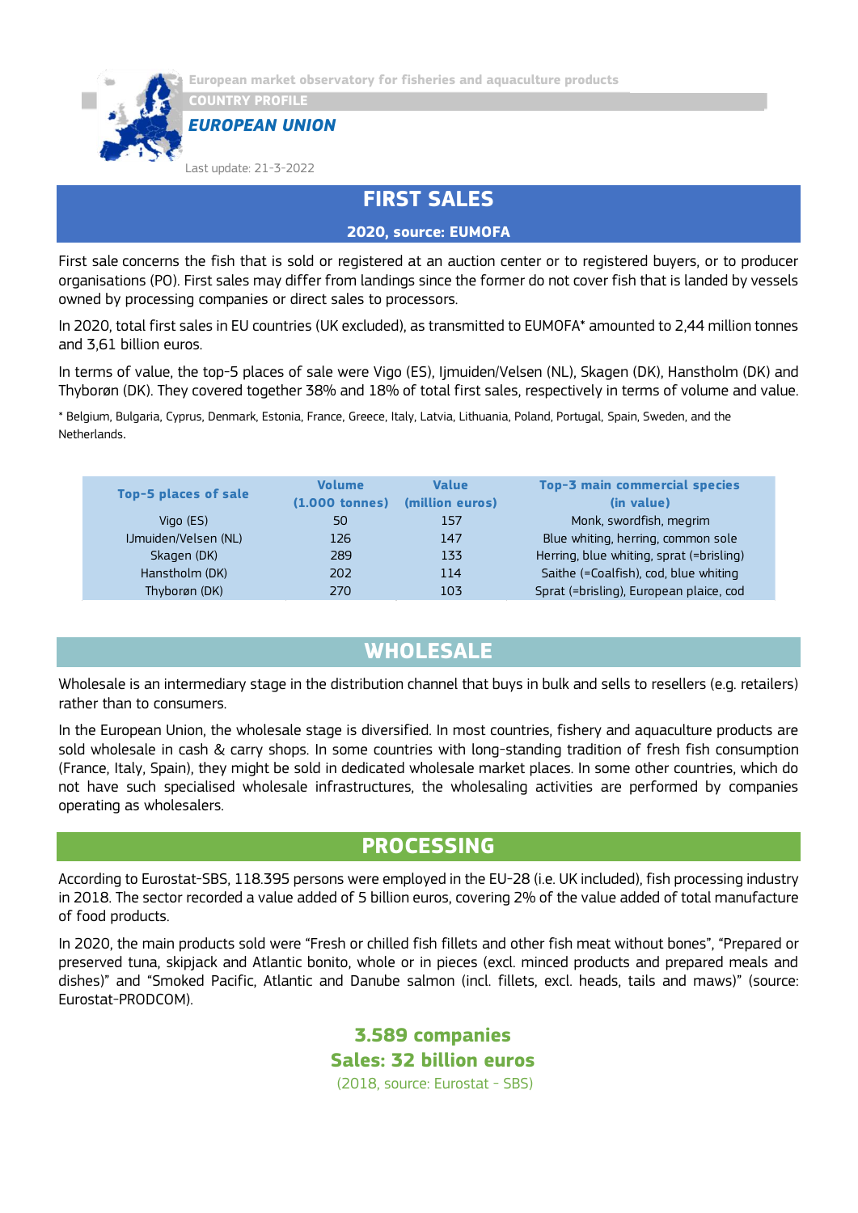European market observatory for fisheries and aquaculture products

COUNTRY PROFILE

***EUROPEAN UNION***

Last update: 21-3-2022

## FIRST SALES

**2020, source: EUMOFA**

First sale concerns the fish that is sold or registered at an auction center or to registered buyers, or to producer organisations (PO). First sales may differ from landings since the former do not cover fish that is landed by vessels owned by processing companies or direct sales to processors.

In 2020, total first sales in EU countries (UK excluded), as transmitted to EUMOFA* amounted to 2,44 million tonnes and 3,61 billion euros.

In terms of value, the top-5 places of sale were Vigo (ES), Ijmuiden/Velsen (NL), Skagen (DK), Hanstholm (DK) and Thyborøn (DK). They covered together 38% and 18% of total first sales, respectively in terms of volume and value.

* Belgium, Bulgaria, Cyprus, Denmark, Estonia, France, Greece, Italy, Latvia, Lithuania, Poland, Portugal, Spain, Sweden, and the Netherlands.

| Top-5 places of sale | Volume (1.000 tonnes) | Value (million euros) | Top-3 main commercial species (in value) |
|---|---|---|---|
| Vigo (ES) | 50 | 157 | Monk, swordfish, megrim |
| IJmuiden/Velsen (NL) | 126 | 147 | Blue whiting, herring, common sole |
| Skagen (DK) | 289 | 133 | Herring, blue whiting, sprat (=brisling) |
| Hanstholm (DK) | 202 | 114 | Saithe (=Coalfish), cod, blue whiting |
| Thyborøn (DK) | 270 | 103 | Sprat (=brisling), European plaice, cod |

## WHOLESALE

Wholesale is an intermediary stage in the distribution channel that buys in bulk and sells to resellers (e.g. retailers) rather than to consumers.

In the European Union, the wholesale stage is diversified. In most countries, fishery and aquaculture products are sold wholesale in cash & carry shops. In some countries with long-standing tradition of fresh fish consumption (France, Italy, Spain), they might be sold in dedicated wholesale market places. In some other countries, which do not have such specialised wholesale infrastructures, the wholesaling activities are performed by companies operating as wholesalers.

## PROCESSING

According to Eurostat-SBS, 118.395 persons were employed in the EU-28 (i.e. UK included), fish processing industry in 2018. The sector recorded a value added of 5 billion euros, covering 2% of the value added of total manufacture of food products.

In 2020, the main products sold were "Fresh or chilled fish fillets and other fish meat without bones", "Prepared or preserved tuna, skipjack and Atlantic bonito, whole or in pieces (excl. minced products and prepared meals and dishes)" and "Smoked Pacific, Atlantic and Danube salmon (incl. fillets, excl. heads, tails and maws)" (source: Eurostat-PRODCOM).

**3.589 companies**

**Sales: 32 billion euros**

(2018, source: Eurostat - SBS)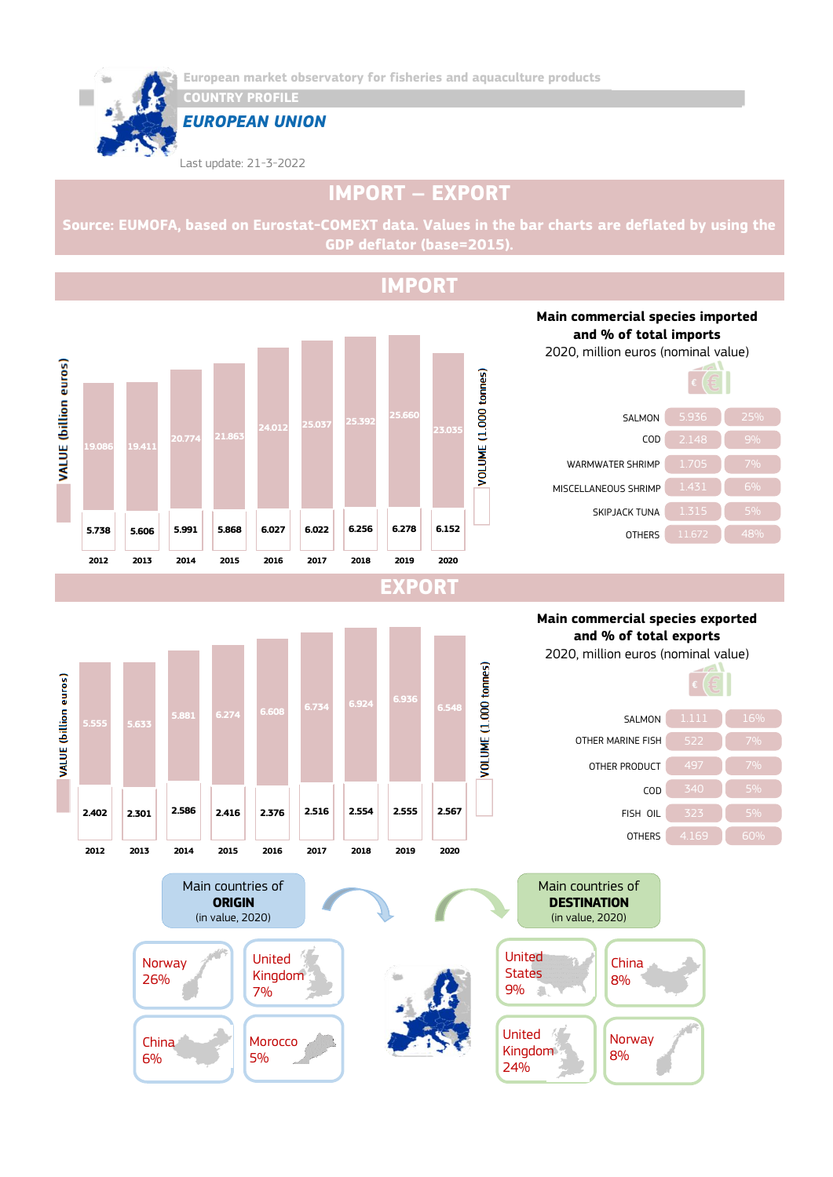European market observatory for fisheries and aquaculture products

COUNTRY PROFILE

## EUROPEAN UNION

Last update: 21-3-2022

# IMPORT – EXPORT

**Source: EUMOFA, based on Eurostat-COMEXT data. Values in the bar charts are deflated by using the GDP deflator (base=2015).**

## IMPORT

| Year | VALUE (billion euros) | VOLUME (1.000 tonnes) |
|---|---|---|
| 2012 | 19.086 | 5.738 |
| 2013 | 19.411 | 5.606 |
| 2014 | 20.774 | 5.991 |
| 2015 | 21.863 | 5.868 |
| 2016 | 24.012 | 6.027 |
| 2017 | 25.037 | 6.022 |
| 2018 | 25.392 | 6.256 |
| 2019 | 25.660 | 6.278 |
| 2020 | 23.035 | 6.152 |

**Main commercial species imported and % of total imports**
2020, million euros (nominal value)

| Species | Value | % |
|---|---|---|
| SALMON | 5.936 | 25% |
| COD | 2.148 | 9% |
| WARMWATER SHRIMP | 1.705 | 7% |
| MISCELLANEOUS SHRIMP | 1.431 | 6% |
| SKIPJACK TUNA | 1.315 | 5% |
| OTHERS | 11.672 | 48% |

## EXPORT

| Year | VALUE (billion euros) | VOLUME (1.000 tonnes) |
|---|---|---|
| 2012 | 5.555 | 2.402 |
| 2013 | 5.633 | 2.301 |
| 2014 | 5.881 | 2.586 |
| 2015 | 6.274 | 2.416 |
| 2016 | 6.608 | 2.376 |
| 2017 | 6.734 | 2.516 |
| 2018 | 6.924 | 2.554 |
| 2019 | 6.936 | 2.555 |
| 2020 | 6.548 | 2.567 |

**Main commercial species exported and % of total exports**
2020, million euros (nominal value)

| Species | Value | % |
|---|---|---|
| SALMON | 1.111 | 16% |
| OTHER MARINE FISH | 522 | 7% |
| OTHER PRODUCT | 497 | 7% |
| COD | 340 | 5% |
| FISH OIL | 323 | 5% |
| OTHERS | 4.169 | 60% |

**Main countries of ORIGIN** (in value, 2020)

- Norway 26%
- United Kingdom 7%
- China 6%
- Morocco 5%

**Main countries of DESTINATION** (in value, 2020)

- United States 9%
- China 8%
- United Kingdom 24%
- Norway 8%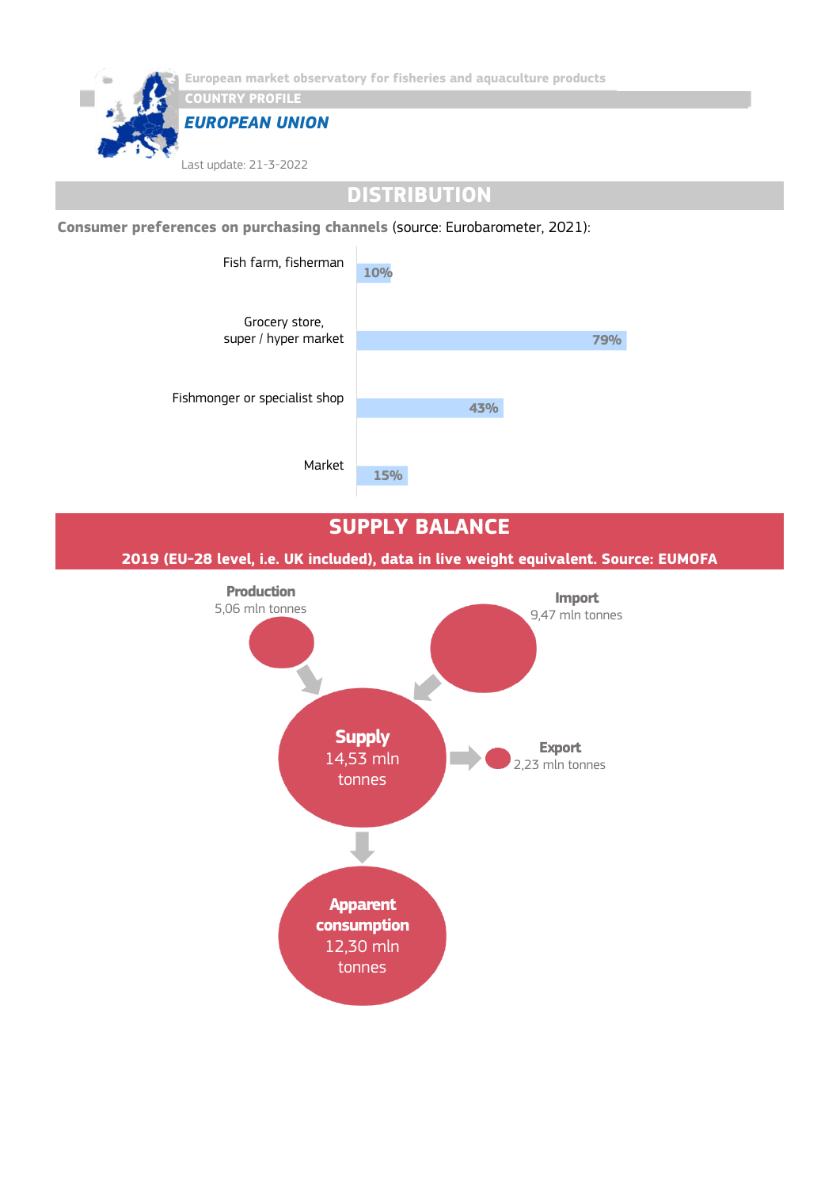European market observatory for fisheries and aquaculture products

COUNTRY PROFILE

*EUROPEAN UNION*

Last update: 21-3-2022

## DISTRIBUTION

**Consumer preferences on purchasing channels** (source: Eurobarometer, 2021):

| Channel | Share |
|---|---|
| Fish farm, fisherman | 10% |
| Grocery store, super / hyper market | 79% |
| Fishmonger or specialist shop | 43% |
| Market | 15% |

## SUPPLY BALANCE

**2019 (EU-28 level, i.e. UK included), data in live weight equivalent. Source: EUMOFA**

**Production**
5,06 mln tonnes

**Import**
9,47 mln tonnes

**Supply**
14,53 mln tonnes

**Export**
2,23 mln tonnes

**Apparent consumption**
12,30 mln tonnes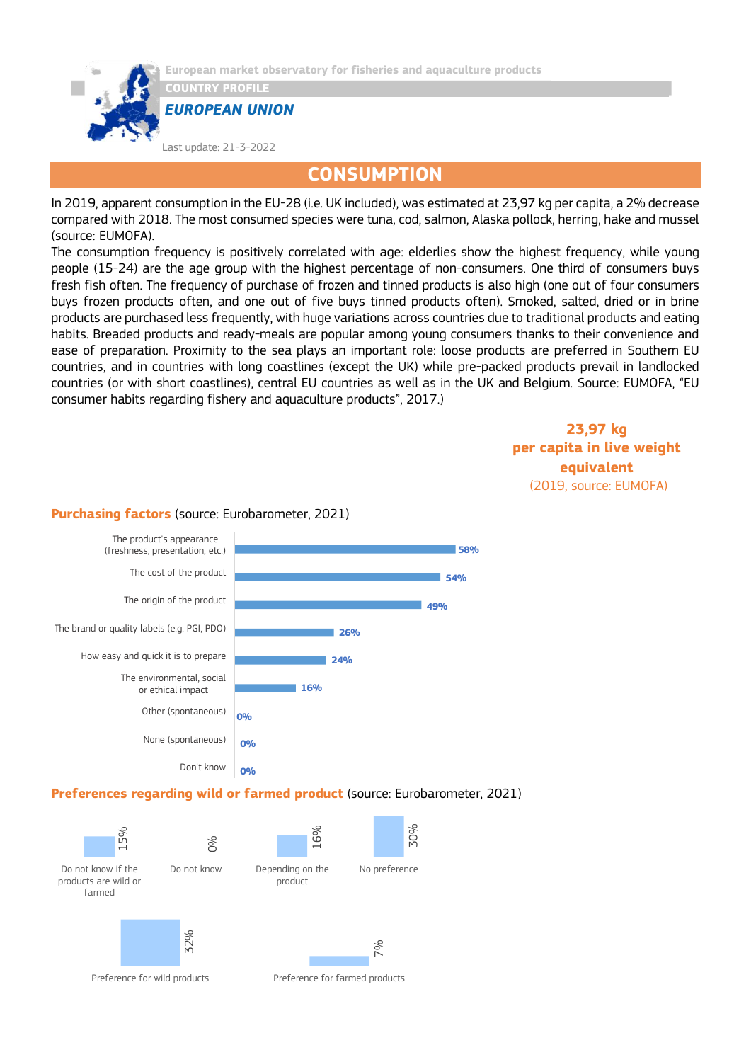European market observatory for fisheries and aquaculture products

COUNTRY PROFILE

*EUROPEAN UNION*

Last update: 21-3-2022

## CONSUMPTION

In 2019, apparent consumption in the EU-28 (i.e. UK included), was estimated at 23,97 kg per capita, a 2% decrease compared with 2018. The most consumed species were tuna, cod, salmon, Alaska pollock, herring, hake and mussel (source: EUMOFA).

The consumption frequency is positively correlated with age: elderlies show the highest frequency, while young people (15-24) are the age group with the highest percentage of non-consumers. One third of consumers buys fresh fish often. The frequency of purchase of frozen and tinned products is also high (one out of four consumers buys frozen products often, and one out of five buys tinned products often). Smoked, salted, dried or in brine products are purchased less frequently, with huge variations across countries due to traditional products and eating habits. Breaded products and ready-meals are popular among young consumers thanks to their convenience and ease of preparation. Proximity to the sea plays an important role: loose products are preferred in Southern EU countries, and in countries with long coastlines (except the UK) while pre-packed products prevail in landlocked countries (or with short coastlines), central EU countries as well as in the UK and Belgium. Source: EUMOFA, "EU consumer habits regarding fishery and aquaculture products", 2017.)

**23,97 kg per capita in live weight equivalent**
(2019, source: EUMOFA)

**Purchasing factors** (source: Eurobarometer, 2021)

| Factor | % |
|---|---|
| The product's appearance (freshness, presentation, etc.) | 58% |
| The cost of the product | 54% |
| The origin of the product | 49% |
| The brand or quality labels (e.g. PGI, PDO) | 26% |
| How easy and quick it is to prepare | 24% |
| The environmental, social or ethical impact | 16% |
| Other (spontaneous) | 0% |
| None (spontaneous) | 0% |
| Don't know | 0% |

**Preferences regarding wild or farmed product** (source: Eurobarometer, 2021)

| Preference | % |
|---|---|
| Do not know if the products are wild or farmed | 15% |
| Do not know | 0% |
| Depending on the product | 16% |
| No preference | 30% |
| Preference for wild products | 32% |
| Preference for farmed products | 7% |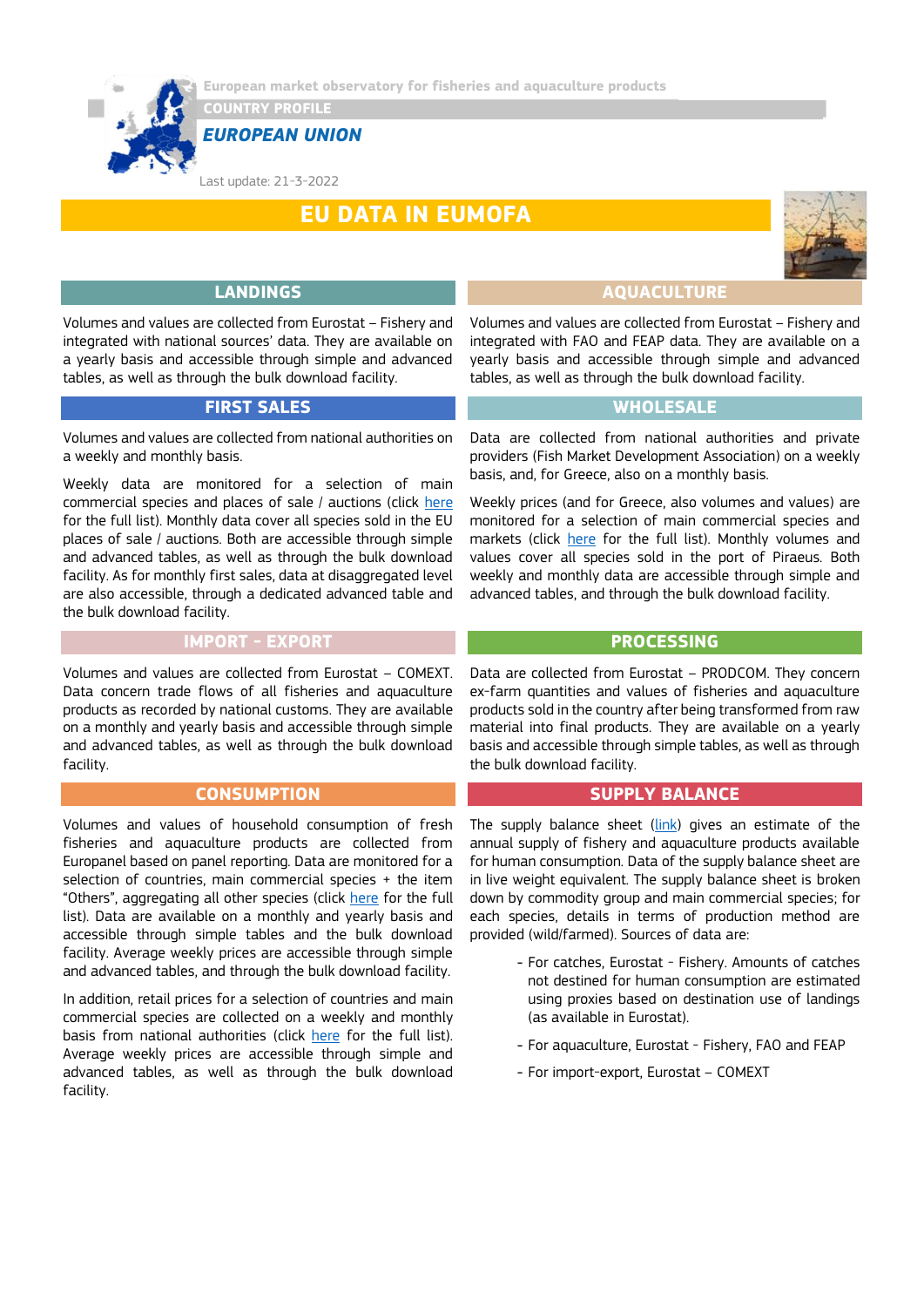European market observatory for fisheries and aquaculture products

COUNTRY PROFILE

***EUROPEAN UNION***

Last update: 21-3-2022

# EU DATA IN EUMOFA

## LANDINGS

Volumes and values are collected from Eurostat – Fishery and integrated with national sources' data. They are available on a yearly basis and accessible through simple and advanced tables, as well as through the bulk download facility.

## FIRST SALES

Volumes and values are collected from national authorities on a weekly and monthly basis.

Weekly data are monitored for a selection of main commercial species and places of sale / auctions (click here for the full list). Monthly data cover all species sold in the EU places of sale / auctions. Both are accessible through simple and advanced tables, as well as through the bulk download facility. As for monthly first sales, data at disaggregated level are also accessible, through a dedicated advanced table and the bulk download facility.

## IMPORT – EXPORT

Volumes and values are collected from Eurostat – COMEXT. Data concern trade flows of all fisheries and aquaculture products as recorded by national customs. They are available on a monthly and yearly basis and accessible through simple and advanced tables, as well as through the bulk download facility.

## CONSUMPTION

Volumes and values of household consumption of fresh fisheries and aquaculture products are collected from Europanel based on panel reporting. Data are monitored for a selection of countries, main commercial species + the item "Others", aggregating all other species (click here for the full list). Data are available on a monthly and yearly basis and accessible through simple tables and the bulk download facility. Average weekly prices are accessible through simple and advanced tables, and through the bulk download facility.

In addition, retail prices for a selection of countries and main commercial species are collected on a weekly and monthly basis from national authorities (click here for the full list). Average weekly prices are accessible through simple and advanced tables, as well as through the bulk download facility.

## AQUACULTURE

Volumes and values are collected from Eurostat – Fishery and integrated with FAO and FEAP data. They are available on a yearly basis and accessible through simple and advanced tables, as well as through the bulk download facility.

## WHOLESALE

Data are collected from national authorities and private providers (Fish Market Development Association) on a weekly basis, and, for Greece, also on a monthly basis.

Weekly prices (and for Greece, also volumes and values) are monitored for a selection of main commercial species and markets (click here for the full list). Monthly volumes and values cover all species sold in the port of Piraeus. Both weekly and monthly data are accessible through simple and advanced tables, and through the bulk download facility.

## PROCESSING

Data are collected from Eurostat – PRODCOM. They concern ex-farm quantities and values of fisheries and aquaculture products sold in the country after being transformed from raw material into final products. They are available on a yearly basis and accessible through simple tables, as well as through the bulk download facility.

## SUPPLY BALANCE

The supply balance sheet (link) gives an estimate of the annual supply of fishery and aquaculture products available for human consumption. Data of the supply balance sheet are in live weight equivalent. The supply balance sheet is broken down by commodity group and main commercial species; for each species, details in terms of production method are provided (wild/farmed). Sources of data are:

- For catches, Eurostat - Fishery. Amounts of catches not destined for human consumption are estimated using proxies based on destination use of landings (as available in Eurostat).
- For aquaculture, Eurostat - Fishery, FAO and FEAP
- For import-export, Eurostat – COMEXT